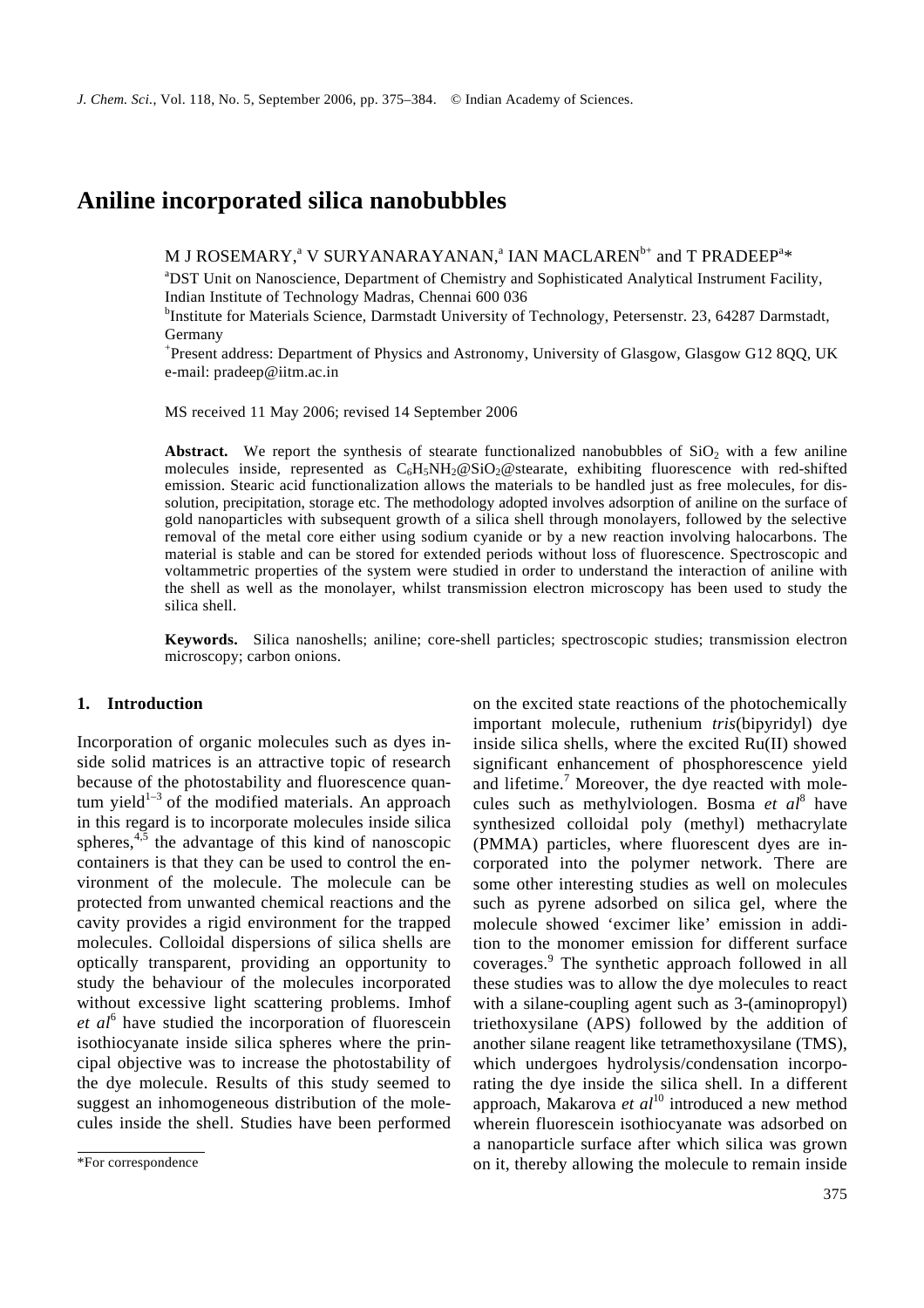# Aniline incorporated silica nanobubbles

M J ROSEMARY,[a] V SURYANARAYANAN,[a] IAN MACLAREN[b+] and T PRADEEP[a]*

[a]DST Unit on Nanoscience, Department of Chemistry and Sophisticated Analytical Instrument Facility, Indian Institute of Technology Madras, Chennai 600 036

[b]Institute for Materials Science, Darmstadt University of Technology, Petersenstr. 23, 64287 Darmstadt, Germany

[+]Present address: Department of Physics and Astronomy, University of Glasgow, Glasgow G12 8QQ, UK

e-mail: pradeep@iitm.ac.in

MS received 11 May 2006; revised 14 September 2006

**Abstract.** We report the synthesis of stearate functionalized nanobubbles of $SiO_2$ with a few aniline molecules inside, represented as $C_6H_5NH_2@SiO_2@$stearate, exhibiting fluorescence with red-shifted emission. Stearic acid functionalization allows the materials to be handled just as free molecules, for dissolution, precipitation, storage etc. The methodology adopted involves adsorption of aniline on the surface of gold nanoparticles with subsequent growth of a silica shell through monolayers, followed by the selective removal of the metal core either using sodium cyanide or by a new reaction involving halocarbons. The material is stable and can be stored for extended periods without loss of fluorescence. Spectroscopic and voltammetric properties of the system were studied in order to understand the interaction of aniline with the shell as well as the monolayer, whilst transmission electron microscopy has been used to study the silica shell.

**Keywords.** Silica nanoshells; aniline; core-shell particles; spectroscopic studies; transmission electron microscopy; carbon onions.

## 1. Introduction

Incorporation of organic molecules such as dyes inside solid matrices is an attractive topic of research because of the photostability and fluorescence quantum yield[1–3] of the modified materials. An approach in this regard is to incorporate molecules inside silica spheres,[4,5] the advantage of this kind of nanoscopic containers is that they can be used to control the environment of the molecule. The molecule can be protected from unwanted chemical reactions and the cavity provides a rigid environment for the trapped molecules. Colloidal dispersions of silica shells are optically transparent, providing an opportunity to study the behaviour of the molecules incorporated without excessive light scattering problems. Imhof *et al*[6] have studied the incorporation of fluorescein isothiocyanate inside silica spheres where the principal objective was to increase the photostability of the dye molecule. Results of this study seemed to suggest an inhomogeneous distribution of the molecules inside the shell. Studies have been performed on the excited state reactions of the photochemically important molecule, ruthenium *tris*(bipyridyl) dye inside silica shells, where the excited Ru(II) showed significant enhancement of phosphorescence yield and lifetime.[7] Moreover, the dye reacted with molecules such as methylviologen. Bosma *et al*[8] have synthesized colloidal poly (methyl) methacrylate (PMMA) particles, where fluorescent dyes are incorporated into the polymer network. There are some other interesting studies as well on molecules such as pyrene adsorbed on silica gel, where the molecule showed 'excimer like' emission in addition to the monomer emission for different surface coverages.[9] The synthetic approach followed in all these studies was to allow the dye molecules to react with a silane-coupling agent such as 3-(aminopropyl) triethoxysilane (APS) followed by the addition of another silane reagent like tetramethoxysilane (TMS), which undergoes hydrolysis/condensation incorporating the dye inside the silica shell. In a different approach, Makarova *et al*[10] introduced a new method wherein fluorescein isothiocyanate was adsorbed on a nanoparticle surface after which silica was grown on it, thereby allowing the molecule to remain inside

*For correspondence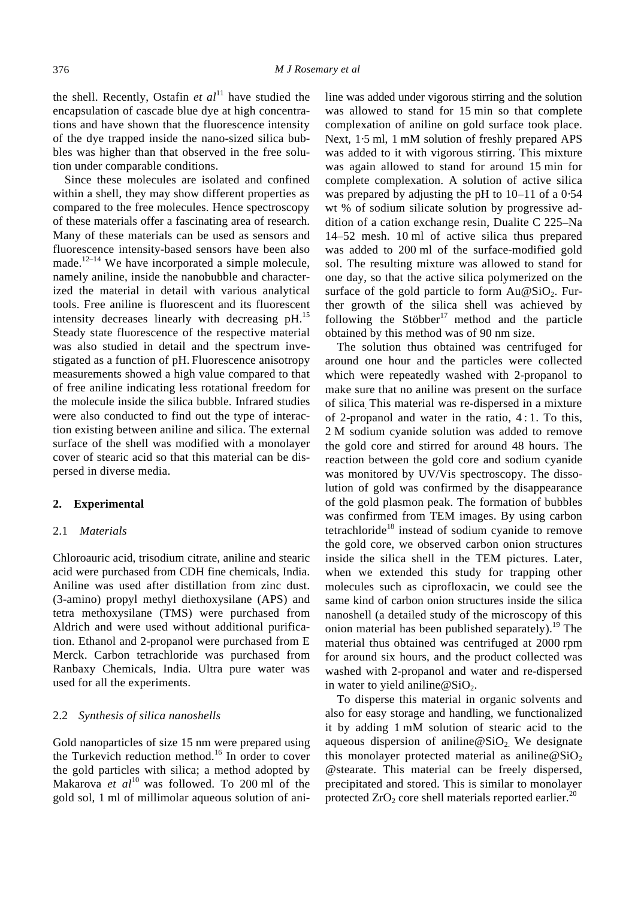the shell. Recently, Ostafin *et al*[11] have studied the encapsulation of cascade blue dye at high concentrations and have shown that the fluorescence intensity of the dye trapped inside the nano-sized silica bubbles was higher than that observed in the free solution under comparable conditions.

Since these molecules are isolated and confined within a shell, they may show different properties as compared to the free molecules. Hence spectroscopy of these materials offer a fascinating area of research. Many of these materials can be used as sensors and fluorescence intensity-based sensors have been also made.[12–14] We have incorporated a simple molecule, namely aniline, inside the nanobubble and characterized the material in detail with various analytical tools. Free aniline is fluorescent and its fluorescent intensity decreases linearly with decreasing pH.[15] Steady state fluorescence of the respective material was also studied in detail and the spectrum investigated as a function of pH. Fluorescence anisotropy measurements showed a high value compared to that of free aniline indicating less rotational freedom for the molecule inside the silica bubble. Infrared studies were also conducted to find out the type of interaction existing between aniline and silica. The external surface of the shell was modified with a monolayer cover of stearic acid so that this material can be dispersed in diverse media.

## 2. Experimental

### 2.1 *Materials*

Chloroauric acid, trisodium citrate, aniline and stearic acid were purchased from CDH fine chemicals, India. Aniline was used after distillation from zinc dust. (3-amino) propyl methyl diethoxysilane (APS) and tetra methoxysilane (TMS) were purchased from Aldrich and were used without additional purification. Ethanol and 2-propanol were purchased from E Merck. Carbon tetrachloride was purchased from Ranbaxy Chemicals, India. Ultra pure water was used for all the experiments.

### 2.2 *Synthesis of silica nanoshells*

Gold nanoparticles of size 15 nm were prepared using the Turkevich reduction method.[16] In order to cover the gold particles with silica; a method adopted by Makarova *et al*[10] was followed. To 200 ml of the gold sol, 1 ml of millimolar aqueous solution of aniline was added under vigorous stirring and the solution was allowed to stand for 15 min so that complete complexation of aniline on gold surface took place. Next, 1·5 ml, 1 mM solution of freshly prepared APS was added to it with vigorous stirring. This mixture was again allowed to stand for around 15 min for complete complexation. A solution of active silica was prepared by adjusting the pH to 10–11 of a 0·54 wt % of sodium silicate solution by progressive addition of a cation exchange resin, Dualite C 225–Na 14–52 mesh. 10 ml of active silica thus prepared was added to 200 ml of the surface-modified gold sol. The resulting mixture was allowed to stand for one day, so that the active silica polymerized on the surface of the gold particle to form $Au@SiO_2$. Further growth of the silica shell was achieved by following the Stöbber[17] method and the particle obtained by this method was of 90 nm size.

The solution thus obtained was centrifuged for around one hour and the particles were collected which were repeatedly washed with 2-propanol to make sure that no aniline was present on the surface of silica. This material was re-dispersed in a mixture of 2-propanol and water in the ratio, 4 : 1. To this, 2 M sodium cyanide solution was added to remove the gold core and stirred for around 48 hours. The reaction between the gold core and sodium cyanide was monitored by UV/Vis spectroscopy. The dissolution of gold was confirmed by the disappearance of the gold plasmon peak. The formation of bubbles was confirmed from TEM images. By using carbon tetrachloride[18] instead of sodium cyanide to remove the gold core, we observed carbon onion structures inside the silica shell in the TEM pictures. Later, when we extended this study for trapping other molecules such as ciprofloxacin, we could see the same kind of carbon onion structures inside the silica nanoshell (a detailed study of the microscopy of this onion material has been published separately).[19] The material thus obtained was centrifuged at 2000 rpm for around six hours, and the product collected was washed with 2-propanol and water and re-dispersed in water to yield aniline@$SiO_2$.

To disperse this material in organic solvents and also for easy storage and handling, we functionalized it by adding 1 mM solution of stearic acid to the aqueous dispersion of aniline@$SiO_2$. We designate this monolayer protected material as aniline@$SiO_2$ @stearate. This material can be freely dispersed, precipitated and stored. This is similar to monolayer protected $ZrO_2$ core shell materials reported earlier.[20]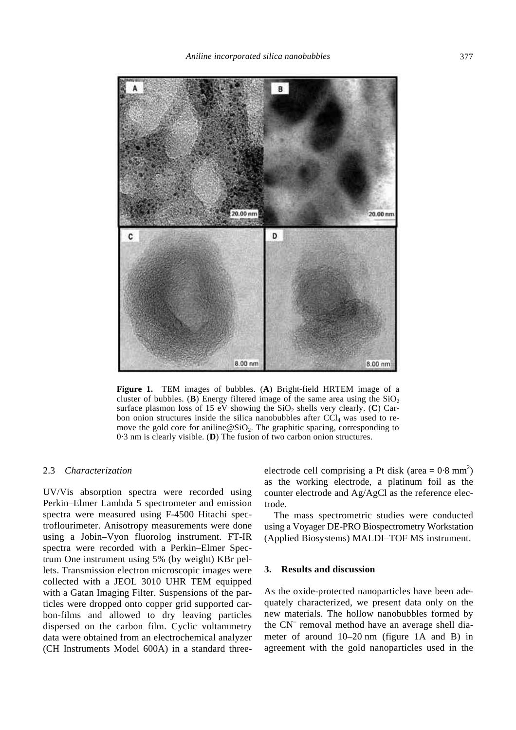**Figure 1.** TEM images of bubbles. (**A**) Bright-field HRTEM image of a cluster of bubbles. (**B**) Energy filtered image of the same area using the $SiO_2$ surface plasmon loss of 15 eV showing the $SiO_2$ shells very clearly. (**C**) Carbon onion structures inside the silica nanobubbles after $CCl_4$ was used to remove the gold core for aniline@$SiO_2$. The graphitic spacing, corresponding to 0·3 nm is clearly visible. (**D**) The fusion of two carbon onion structures.

### 2.3 *Characterization*

UV/Vis absorption spectra were recorded using Perkin–Elmer Lambda 5 spectrometer and emission spectra were measured using F-4500 Hitachi spectroflourimeter. Anisotropy measurements were done using a Jobin–Vyon fluorolog instrument. FT-IR spectra were recorded with a Perkin–Elmer Spectrum One instrument using 5% (by weight) KBr pellets. Transmission electron microscopic images were collected with a JEOL 3010 UHR TEM equipped with a Gatan Imaging Filter. Suspensions of the particles were dropped onto copper grid supported carbon-films and allowed to dry leaving particles dispersed on the carbon film. Cyclic voltammetry data were obtained from an electrochemical analyzer (CH Instruments Model 600A) in a standard three-electrode cell comprising a Pt disk (area = 0·8 $mm^2$) as the working electrode, a platinum foil as the counter electrode and Ag/AgCl as the reference electrode.

The mass spectrometric studies were conducted using a Voyager DE-PRO Biospectrometry Workstation (Applied Biosystems) MALDI–TOF MS instrument.

## 3. Results and discussion

As the oxide-protected nanoparticles have been adequately characterized, we present data only on the new materials. The hollow nanobubbles formed by the $CN^-$ removal method have an average shell diameter of around 10–20 nm (figure 1A and B) in agreement with the gold nanoparticles used in the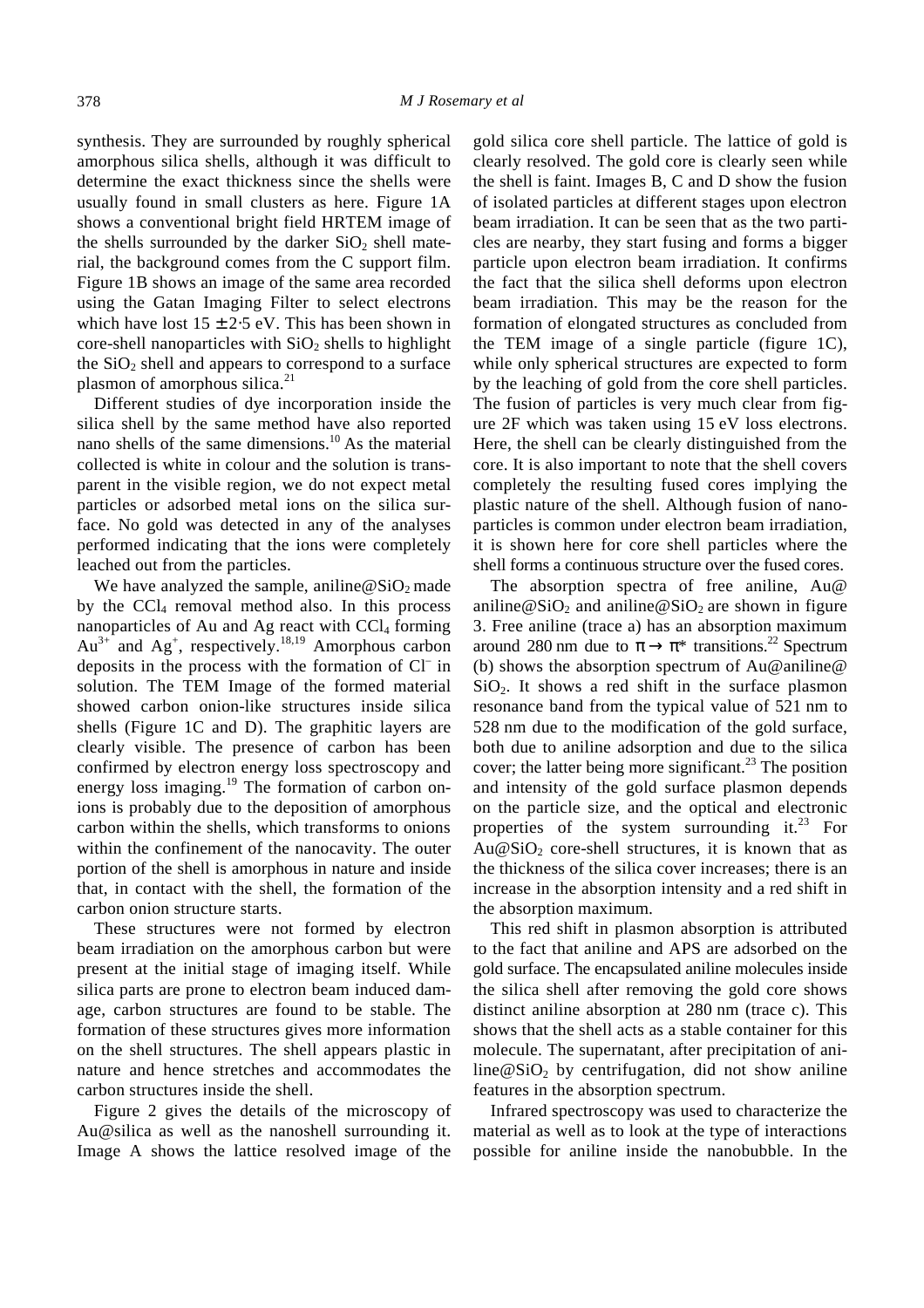synthesis. They are surrounded by roughly spherical amorphous silica shells, although it was difficult to determine the exact thickness since the shells were usually found in small clusters as here. Figure 1A shows a conventional bright field HRTEM image of the shells surrounded by the darker $SiO_2$ shell material, the background comes from the C support film. Figure 1B shows an image of the same area recorded using the Gatan Imaging Filter to select electrons which have lost $15 \pm 2{\cdot}5$ eV. This has been shown in core-shell nanoparticles with $SiO_2$ shells to highlight the $SiO_2$ shell and appears to correspond to a surface plasmon of amorphous silica.[21]

Different studies of dye incorporation inside the silica shell by the same method have also reported nano shells of the same dimensions.[10] As the material collected is white in colour and the solution is transparent in the visible region, we do not expect metal particles or adsorbed metal ions on the silica surface. No gold was detected in any of the analyses performed indicating that the ions were completely leached out from the particles.

We have analyzed the sample, aniline@$SiO_2$ made by the $CCl_4$ removal method also. In this process nanoparticles of Au and Ag react with $CCl_4$ forming $Au^{3+}$ and $Ag^{+}$, respectively.[18,19] Amorphous carbon deposits in the process with the formation of $Cl^-$ in solution. The TEM Image of the formed material showed carbon onion-like structures inside silica shells (Figure 1C and D). The graphitic layers are clearly visible. The presence of carbon has been confirmed by electron energy loss spectroscopy and energy loss imaging.[19] The formation of carbon onions is probably due to the deposition of amorphous carbon within the shells, which transforms to onions within the confinement of the nanocavity. The outer portion of the shell is amorphous in nature and inside that, in contact with the shell, the formation of the carbon onion structure starts.

These structures were not formed by electron beam irradiation on the amorphous carbon but were present at the initial stage of imaging itself. While silica parts are prone to electron beam induced damage, carbon structures are found to be stable. The formation of these structures gives more information on the shell structures. The shell appears plastic in nature and hence stretches and accommodates the carbon structures inside the shell.

Figure 2 gives the details of the microscopy of Au@silica as well as the nanoshell surrounding it. Image A shows the lattice resolved image of the gold silica core shell particle. The lattice of gold is clearly resolved. The gold core is clearly seen while the shell is faint. Images B, C and D show the fusion of isolated particles at different stages upon electron beam irradiation. It can be seen that as the two particles are nearby, they start fusing and forms a bigger particle upon electron beam irradiation. It confirms the fact that the silica shell deforms upon electron beam irradiation. This may be the reason for the formation of elongated structures as concluded from the TEM image of a single particle (figure 1C), while only spherical structures are expected to form by the leaching of gold from the core shell particles. The fusion of particles is very much clear from figure 2F which was taken using 15 eV loss electrons. Here, the shell can be clearly distinguished from the core. It is also important to note that the shell covers completely the resulting fused cores implying the plastic nature of the shell. Although fusion of nanoparticles is common under electron beam irradiation, it is shown here for core shell particles where the shell forms a continuous structure over the fused cores.

The absorption spectra of free aniline, Au@aniline@$SiO_2$ and aniline@$SiO_2$ are shown in figure 3. Free aniline (trace a) has an absorption maximum around 280 nm due to $\pi \rightarrow \pi^*$ transitions.[22] Spectrum (b) shows the absorption spectrum of Au@aniline@$SiO_2$. It shows a red shift in the surface plasmon resonance band from the typical value of 521 nm to 528 nm due to the modification of the gold surface, both due to aniline adsorption and due to the silica cover; the latter being more significant.[23] The position and intensity of the gold surface plasmon depends on the particle size, and the optical and electronic properties of the system surrounding it.[23] For Au@$SiO_2$ core-shell structures, it is known that as the thickness of the silica cover increases; there is an increase in the absorption intensity and a red shift in the absorption maximum.

This red shift in plasmon absorption is attributed to the fact that aniline and APS are adsorbed on the gold surface. The encapsulated aniline molecules inside the silica shell after removing the gold core shows distinct aniline absorption at 280 nm (trace c). This shows that the shell acts as a stable container for this molecule. The supernatant, after precipitation of aniline@$SiO_2$ by centrifugation, did not show aniline features in the absorption spectrum.

Infrared spectroscopy was used to characterize the material as well as to look at the type of interactions possible for aniline inside the nanobubble. In the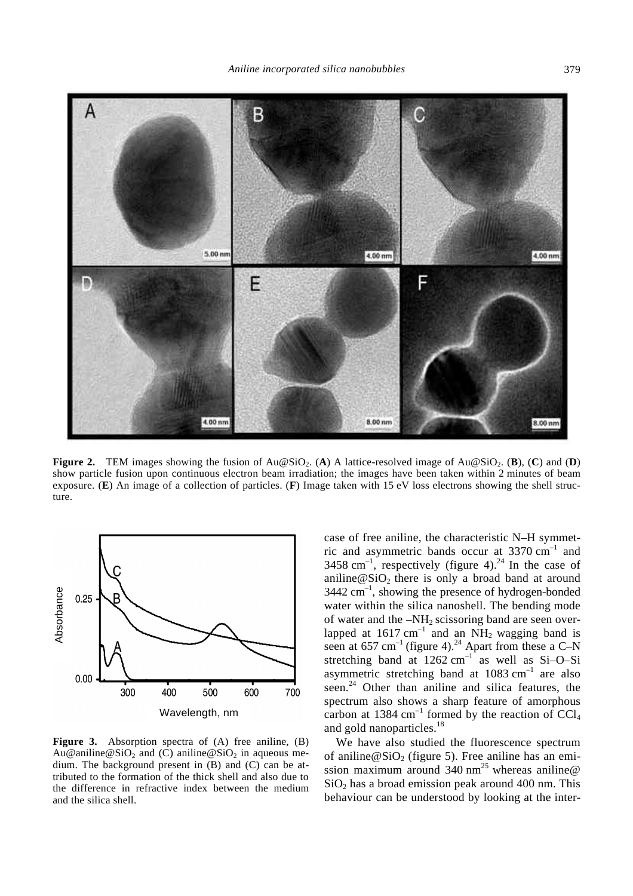**Figure 2.** TEM images showing the fusion of $Au@SiO_2$. (**A**) A lattice-resolved image of $Au@SiO_2$. (**B**), (**C**) and (**D**) show particle fusion upon continuous electron beam irradiation; the images have been taken within 2 minutes of beam exposure. (**E**) An image of a collection of particles. (**F**) Image taken with 15 eV loss electrons showing the shell structure.

**Figure 3.** Absorption spectra of (A) free aniline, (B) $Au@aniline@SiO_2$ and (C) $aniline@SiO_2$ in aqueous medium. The background present in (B) and (C) can be attributed to the formation of the thick shell and also due to the difference in refractive index between the medium and the silica shell.

case of free aniline, the characteristic N–H symmetric and asymmetric bands occur at 3370 $cm^{-1}$ and 3458 $cm^{-1}$, respectively (figure 4).[24] In the case of $aniline@SiO_2$ there is only a broad band at around 3442 $cm^{-1}$, showing the presence of hydrogen-bonded water within the silica nanoshell. The bending mode of water and the $–NH_2$ scissoring band are seen overlapped at 1617 $cm^{-1}$ and an $NH_2$ wagging band is seen at 657 $cm^{-1}$ (figure 4).[24] Apart from these a C–N stretching band at 1262 $cm^{-1}$ as well as Si–O–Si asymmetric stretching band at 1083 $cm^{-1}$ are also seen.[24] Other than aniline and silica features, the spectrum also shows a sharp feature of amorphous carbon at 1384 $cm^{-1}$ formed by the reaction of $CCl_4$ and gold nanoparticles.[18]

We have also studied the fluorescence spectrum of $aniline@SiO_2$ (figure 5). Free aniline has an emission maximum around 340 nm[25] whereas $aniline@SiO_2$ has a broad emission peak around 400 nm. This behaviour can be understood by looking at the inter-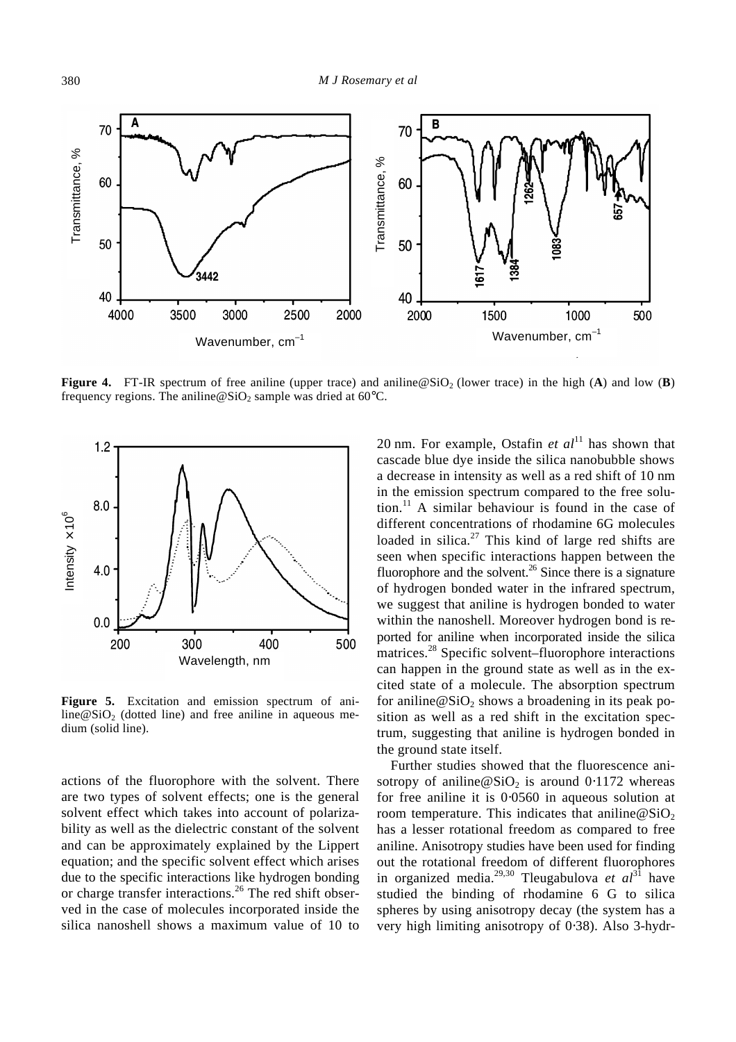**Figure 4.** FT-IR spectrum of free aniline (upper trace) and aniline@$SiO_2$ (lower trace) in the high (**A**) and low (**B**) frequency regions. The aniline@$SiO_2$ sample was dried at 60°C.

**Figure 5.** Excitation and emission spectrum of aniline@$SiO_2$ (dotted line) and free aniline in aqueous medium (solid line).

actions of the fluorophore with the solvent. There are two types of solvent effects; one is the general solvent effect which takes into account of polarizability as well as the dielectric constant of the solvent and can be approximately explained by the Lippert equation; and the specific solvent effect which arises due to the specific interactions like hydrogen bonding or charge transfer interactions.[26] The red shift observed in the case of molecules incorporated inside the silica nanoshell shows a maximum value of 10 to 20 nm. For example, Ostafin *et al*[11] has shown that cascade blue dye inside the silica nanobubble shows a decrease in intensity as well as a red shift of 10 nm in the emission spectrum compared to the free solution.[11] A similar behaviour is found in the case of different concentrations of rhodamine 6G molecules loaded in silica.[27] This kind of large red shifts are seen when specific interactions happen between the fluorophore and the solvent.[26] Since there is a signature of hydrogen bonded water in the infrared spectrum, we suggest that aniline is hydrogen bonded to water within the nanoshell. Moreover hydrogen bond is reported for aniline when incorporated inside the silica matrices.[28] Specific solvent–fluorophore interactions can happen in the ground state as well as in the excited state of a molecule. The absorption spectrum for aniline@$SiO_2$ shows a broadening in its peak position as well as a red shift in the excitation spectrum, suggesting that aniline is hydrogen bonded in the ground state itself.

Further studies showed that the fluorescence anisotropy of aniline@$SiO_2$ is around 0·1172 whereas for free aniline it is 0·0560 in aqueous solution at room temperature. This indicates that aniline@$SiO_2$ has a lesser rotational freedom as compared to free aniline. Anisotropy studies have been used for finding out the rotational freedom of different fluorophores in organized media.[29,30] Tleugabulova *et al*[31] have studied the binding of rhodamine 6 G to silica spheres by using anisotropy decay (the system has a very high limiting anisotropy of 0·38). Also 3-hydr-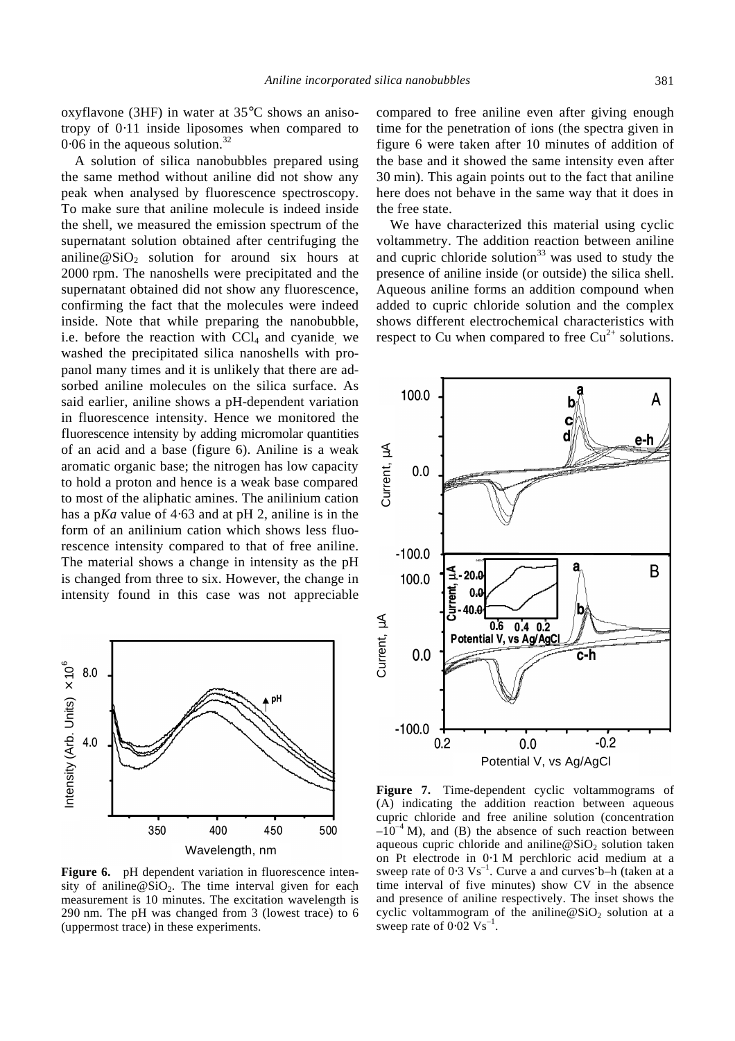oxyflavone (3HF) in water at 35°C shows an anisotropy of 0·11 inside liposomes when compared to 0·06 in the aqueous solution.[32]

A solution of silica nanobubbles prepared using the same method without aniline did not show any peak when analysed by fluorescence spectroscopy. To make sure that aniline molecule is indeed inside the shell, we measured the emission spectrum of the supernatant solution obtained after centrifuging the aniline@$SiO_2$ solution for around six hours at 2000 rpm. The nanoshells were precipitated and the supernatant obtained did not show any fluorescence, confirming the fact that the molecules were indeed inside. Note that while preparing the nanobubble, i.e. before the reaction with $CCl_4$ and cyanide, we washed the precipitated silica nanoshells with propanol many times and it is unlikely that there are adsorbed aniline molecules on the silica surface. As said earlier, aniline shows a pH-dependent variation in fluorescence intensity. Hence we monitored the fluorescence intensity by adding micromolar quantities of an acid and a base (figure 6). Aniline is a weak aromatic organic base; the nitrogen has low capacity to hold a proton and hence is a weak base compared to most of the aliphatic amines. The anilinium cation has a p*Ka* value of 4·63 and at pH 2, aniline is in the form of an anilinium cation which shows less fluorescence intensity compared to that of free aniline. The material shows a change in intensity as the pH is changed from three to six. However, the change in intensity found in this case was not appreciable compared to free aniline even after giving enough time for the penetration of ions (the spectra given in figure 6 were taken after 10 minutes of addition of the base and it showed the same intensity even after 30 min). This again points out to the fact that aniline here does not behave in the same way that it does in the free state.

**Figure 6.** pH dependent variation in fluorescence intensity of aniline@$SiO_2$. The time interval given for each measurement is 10 minutes. The excitation wavelength is 290 nm. The pH was changed from 3 (lowest trace) to 6 (uppermost trace) in these experiments.

We have characterized this material using cyclic voltammetry. The addition reaction between aniline and cupric chloride solution[33] was used to study the presence of aniline inside (or outside) the silica shell. Aqueous aniline forms an addition compound when added to cupric chloride solution and the complex shows different electrochemical characteristics with respect to Cu when compared to free $Cu^{2+}$ solutions.

**Figure 7.** Time-dependent cyclic voltammograms of (A) indicating the addition reaction between aqueous cupric chloride and free aniline solution (concentration $-10^{-4}$ M), and (B) the absence of such reaction between aqueous cupric chloride and aniline@$SiO_2$ solution taken on Pt electrode in 0·1 M perchloric acid medium at a sweep rate of 0·3 $Vs^{-1}$. Curve a and curves b–h (taken at a time interval of five minutes) show CV in the absence and presence of aniline respectively. The inset shows the cyclic voltammogram of the aniline@$SiO_2$ solution at a sweep rate of 0·02 $Vs^{-1}$.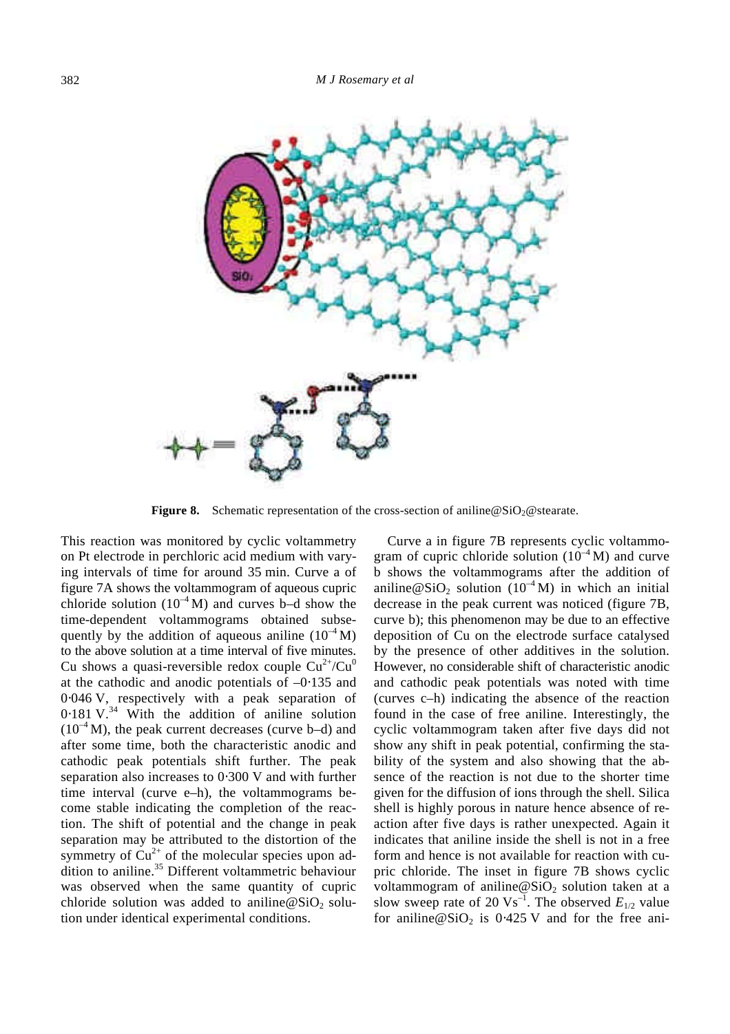**Figure 8.** Schematic representation of the cross-section of aniline@$SiO_2$@stearate.

This reaction was monitored by cyclic voltammetry on Pt electrode in perchloric acid medium with varying intervals of time for around 35 min. Curve a of figure 7A shows the voltammogram of aqueous cupric chloride solution ($10^{-4}$ M) and curves b–d show the time-dependent voltammograms obtained subsequently by the addition of aqueous aniline ($10^{-4}$ M) to the above solution at a time interval of five minutes. Cu shows a quasi-reversible redox couple $Cu^{2+}/Cu^0$ at the cathodic and anodic potentials of –0·135 and 0·046 V, respectively with a peak separation of 0·181 V.[34] With the addition of aniline solution ($10^{-4}$ M), the peak current decreases (curve b–d) and after some time, both the characteristic anodic and cathodic peak potentials shift further. The peak separation also increases to 0·300 V and with further time interval (curve e–h), the voltammograms become stable indicating the completion of the reaction. The shift of potential and the change in peak separation may be attributed to the distortion of the symmetry of $Cu^{2+}$ of the molecular species upon addition to aniline.[35] Different voltammetric behaviour was observed when the same quantity of cupric chloride solution was added to aniline@$SiO_2$ solution under identical experimental conditions.

Curve a in figure 7B represents cyclic voltammogram of cupric chloride solution ($10^{-4}$ M) and curve b shows the voltammograms after the addition of aniline@$SiO_2$ solution ($10^{-4}$ M) in which an initial decrease in the peak current was noticed (figure 7B, curve b); this phenomenon may be due to an effective deposition of Cu on the electrode surface catalysed by the presence of other additives in the solution. However, no considerable shift of characteristic anodic and cathodic peak potentials was noted with time (curves c–h) indicating the absence of the reaction found in the case of free aniline. Interestingly, the cyclic voltammogram taken after five days did not show any shift in peak potential, confirming the stability of the system and also showing that the absence of the reaction is not due to the shorter time given for the diffusion of ions through the shell. Silica shell is highly porous in nature hence absence of reaction after five days is rather unexpected. Again it indicates that aniline inside the shell is not in a free form and hence is not available for reaction with cupric chloride. The inset in figure 7B shows cyclic voltammogram of aniline@$SiO_2$ solution taken at a slow sweep rate of 20 $Vs^{-1}$. The observed $E_{1/2}$ value for aniline@$SiO_2$ is 0·425 V and for the free ani-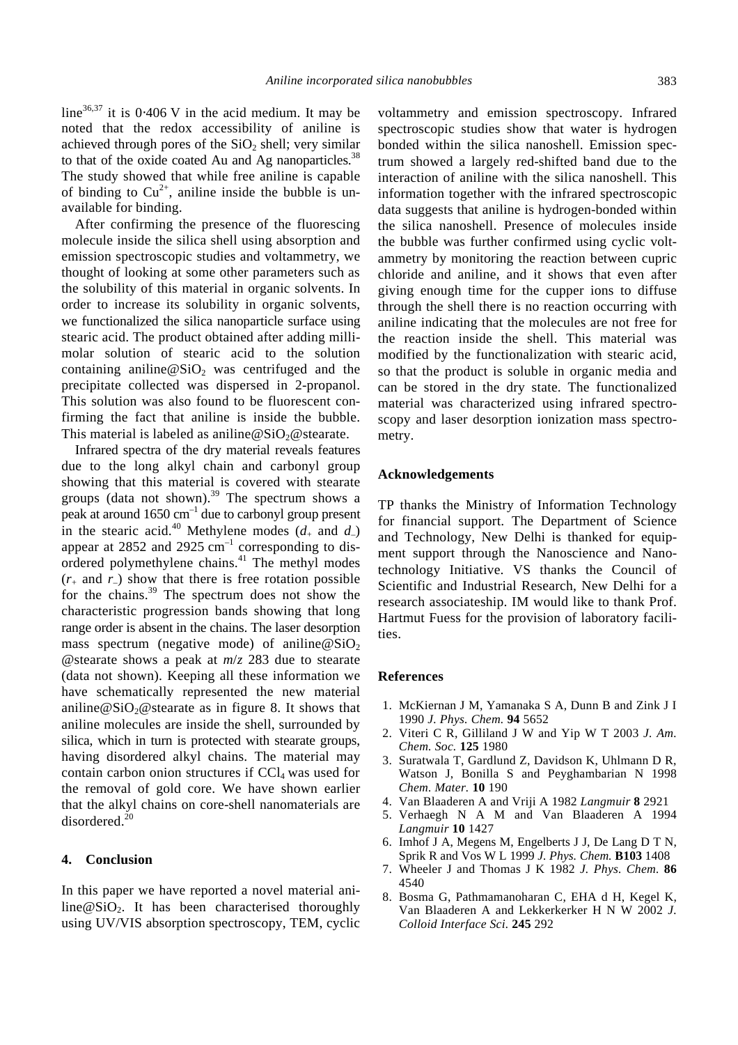line[36,37] it is 0·406 V in the acid medium. It may be noted that the redox accessibility of aniline is achieved through pores of the $SiO_2$ shell; very similar to that of the oxide coated Au and Ag nanoparticles.[38] The study showed that while free aniline is capable of binding to $Cu^{2+}$, aniline inside the bubble is unavailable for binding.

After confirming the presence of the fluorescing molecule inside the silica shell using absorption and emission spectroscopic studies and voltammetry, we thought of looking at some other parameters such as the solubility of this material in organic solvents. In order to increase its solubility in organic solvents, we functionalized the silica nanoparticle surface using stearic acid. The product obtained after adding millimolar solution of stearic acid to the solution containing aniline@$SiO_2$ was centrifuged and the precipitate collected was dispersed in 2-propanol. This solution was also found to be fluorescent confirming the fact that aniline is inside the bubble. This material is labeled as aniline@$SiO_2$@stearate.

Infrared spectra of the dry material reveals features due to the long alkyl chain and carbonyl group showing that this material is covered with stearate groups (data not shown).[39] The spectrum shows a peak at around 1650 $cm^{-1}$ due to carbonyl group present in the stearic acid.[40] Methylene modes ($d_+$ and $d_-$) appear at 2852 and 2925 $cm^{-1}$ corresponding to disordered polymethylene chains.[41] The methyl modes ($r_+$ and $r_-$) show that there is free rotation possible for the chains.[39] The spectrum does not show the characteristic progression bands showing that long range order is absent in the chains. The laser desorption mass spectrum (negative mode) of aniline@$SiO_2$@stearate shows a peak at $m/z$ 283 due to stearate (data not shown). Keeping all these information we have schematically represented the new material aniline@$SiO_2$@stearate as in figure 8. It shows that aniline molecules are inside the shell, surrounded by silica, which in turn is protected with stearate groups, having disordered alkyl chains. The material may contain carbon onion structures if $CCl_4$ was used for the removal of gold core. We have shown earlier that the alkyl chains on core-shell nanomaterials are disordered.[20]

## 4. Conclusion

In this paper we have reported a novel material aniline@$SiO_2$. It has been characterised thoroughly using UV/VIS absorption spectroscopy, TEM, cyclic voltammetry and emission spectroscopy. Infrared spectroscopic studies show that water is hydrogen bonded within the silica nanoshell. Emission spectrum showed a largely red-shifted band due to the interaction of aniline with the silica nanoshell. This information together with the infrared spectroscopic data suggests that aniline is hydrogen-bonded within the silica nanoshell. Presence of molecules inside the bubble was further confirmed using cyclic voltammetry by monitoring the reaction between cupric chloride and aniline, and it shows that even after giving enough time for the cupper ions to diffuse through the shell there is no reaction occurring with aniline indicating that the molecules are not free for the reaction inside the shell. This material was modified by the functionalization with stearic acid, so that the product is soluble in organic media and can be stored in the dry state. The functionalized material was characterized using infrared spectroscopy and laser desorption ionization mass spectrometry.

## Acknowledgements

TP thanks the Ministry of Information Technology for financial support. The Department of Science and Technology, New Delhi is thanked for equipment support through the Nanoscience and Nanotechnology Initiative. VS thanks the Council of Scientific and Industrial Research, New Delhi for a research associateship. IM would like to thank Prof. Hartmut Fuess for the provision of laboratory facilities.

## References

1. McKiernan J M, Yamanaka S A, Dunn B and Zink J I 1990 *J. Phys. Chem.* **94** 5652
2. Viteri C R, Gilliland J W and Yip W T 2003 *J. Am. Chem. Soc.* **125** 1980
3. Suratwala T, Gardlund Z, Davidson K, Uhlmann D R, Watson J, Bonilla S and Peyghambarian N 1998 *Chem. Mater.* **10** 190
4. Van Blaaderen A and Vriji A 1982 *Langmuir* **8** 2921
5. Verhaegh N A M and Van Blaaderen A 1994 *Langmuir* **10** 1427
6. Imhof J A, Megens M, Engelberts J J, De Lang D T N, Sprik R and Vos W L 1999 *J. Phys. Chem.* **B103** 1408
7. Wheeler J and Thomas J K 1982 *J. Phys. Chem.* **86** 4540
8. Bosma G, Pathmamanoharan C, EHA d H, Kegel K, Van Blaaderen A and Lekkerkerker H N W 2002 *J. Colloid Interface Sci.* **245** 292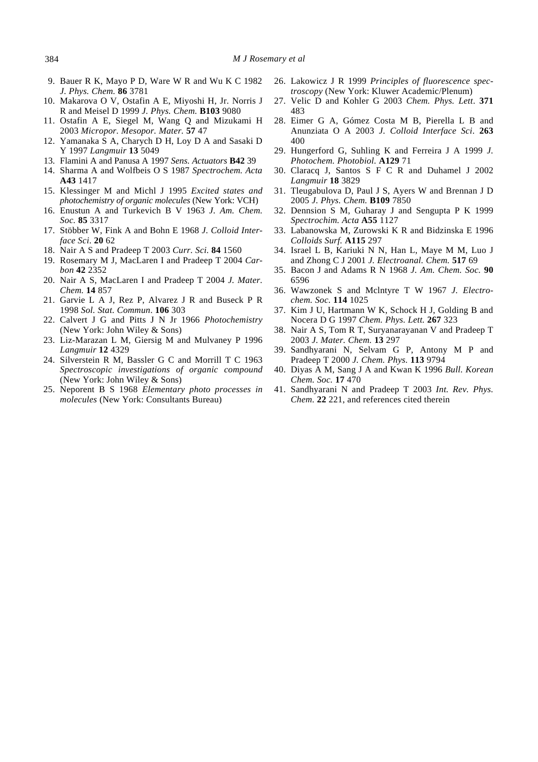9. Bauer R K, Mayo P D, Ware W R and Wu K C 1982 *J. Phys. Chem.* **86** 3781
10. Makarova O V, Ostafin A E, Miyoshi H, Jr. Norris J R and Meisel D 1999 *J. Phys. Chem.* **B103** 9080
11. Ostafin A E, Siegel M, Wang Q and Mizukami H 2003 *Micropor. Mesopor. Mater.* **57** 47
12. Yamanaka S A, Charych D H, Loy D A and Sasaki D Y 1997 *Langmuir* **13** 5049
13. Flamini A and Panusa A 1997 *Sens. Actuators* **B42** 39
14. Sharma A and Wolfbeis O S 1987 *Spectrochem. Acta* **A43** 1417
15. Klessinger M and Michl J 1995 *Excited states and photochemistry of organic molecules* (New York: VCH)
16. Enustun A and Turkevich B V 1963 *J. Am. Chem. Soc.* **85** 3317
17. Stöbber W, Fink A and Bohn E 1968 *J. Colloid Interface Sci.* **20** 62
18. Nair A S and Pradeep T 2003 *Curr. Sci.* **84** 1560
19. Rosemary M J, MacLaren I and Pradeep T 2004 *Carbon* **42** 2352
20. Nair A S, MacLaren I and Pradeep T 2004 *J. Mater. Chem.* **14** 857
21. Garvie L A J, Rez P, Alvarez J R and Buseck P R 1998 *Sol. Stat. Commun.* **106** 303
22. Calvert J G and Pitts J N Jr 1966 *Photochemistry* (New York: John Wiley & Sons)
23. Liz-Marazan L M, Giersig M and Mulvaney P 1996 *Langmuir* **12** 4329
24. Silverstein R M, Bassler G C and Morrill T C 1963 *Spectroscopic investigations of organic compound* (New York: John Wiley & Sons)
25. Neporent B S 1968 *Elementary photo processes in molecules* (New York: Consultants Bureau)
26. Lakowicz J R 1999 *Principles of fluorescence spectroscopy* (New York: Kluwer Academic/Plenum)
27. Velic D and Kohler G 2003 *Chem. Phys. Lett.* **371** 483
28. Eimer G A, Gómez Costa M B, Pierella L B and Anunziata O A 2003 *J. Colloid Interface Sci.* **263** 400
29. Hungerford G, Suhling K and Ferreira J A 1999 *J. Photochem. Photobiol.* **A129** 71
30. Claracq J, Santos S F C R and Duhamel J 2002 *Langmuir* **18** 3829
31. Tleugabulova D, Paul J S, Ayers W and Brennan J D 2005 *J. Phys. Chem.* **B109** 7850
32. Dennsion S M, Guharay J and Sengupta P K 1999 *Spectrochim. Acta* **A55** 1127
33. Labanowska M, Zurowski K R and Bidzinska E 1996 *Colloids Surf.* **A115** 297
34. Israel L B, Kariuki N N, Han L, Maye M M, Luo J and Zhong C J 2001 *J. Electroanal. Chem.* **517** 69
35. Bacon J and Adams R N 1968 *J. Am. Chem. Soc.* **90** 6596
36. Wawzonek S and Mclntyre T W 1967 *J. Electrochem. Soc.* **114** 1025
37. Kim J U, Hartmann W K, Schock H J, Golding B and Nocera D G 1997 *Chem. Phys. Lett.* **267** 323
38. Nair A S, Tom R T, Suryanarayanan V and Pradeep T 2003 *J. Mater. Chem.* **13** 297
39. Sandhyarani N, Selvam G P, Antony M P and Pradeep T 2000 *J. Chem. Phys.* **113** 9794
40. Diyas A M, Sang J A and Kwan K 1996 *Bull. Korean Chem. Soc.* **17** 470
41. Sandhyarani N and Pradeep T 2003 *Int. Rev. Phys. Chem.* **22** 221, and references cited therein